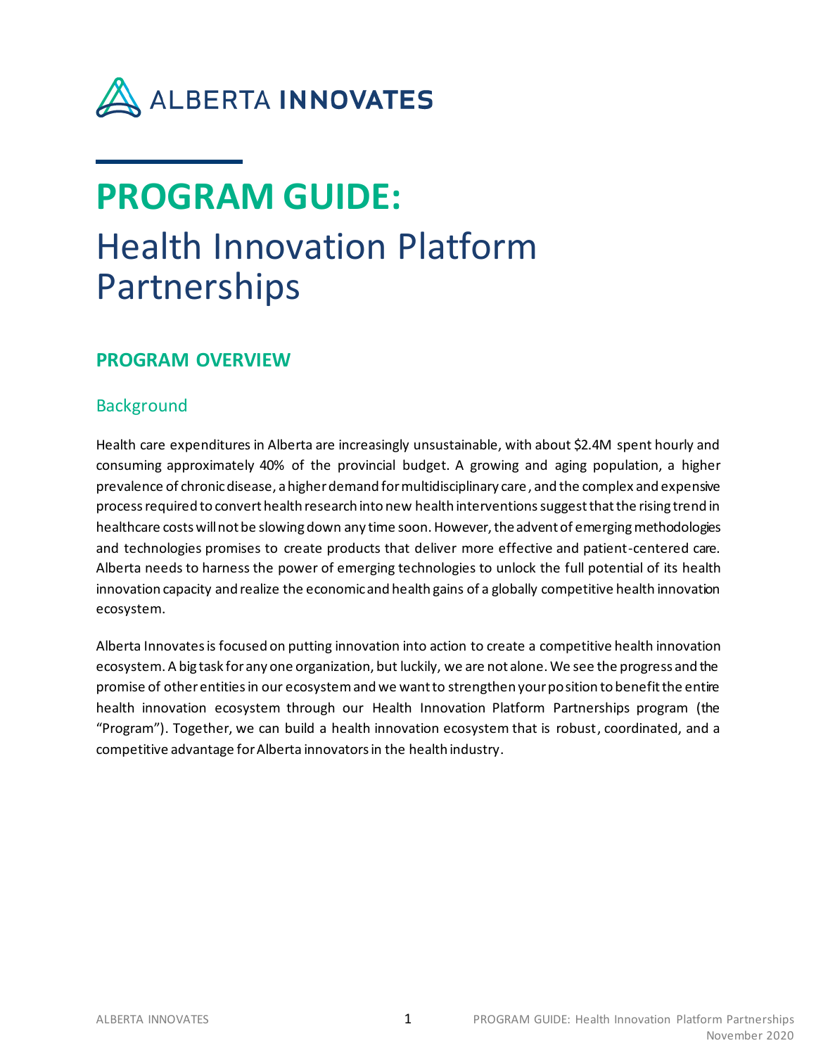ALBERTA INNOVATES

# PROGRAM GUIDE:

# Health Innovation Platform Partnerships

## PROGRAM OVERVIEW

### Background

Health care expenditures in Alberta are increasingly unsustainable, with about $2.4M spent hourly and consuming approximately 40% of the provincial budget. A growing and aging population, a higher prevalence of chronic disease, a higher demand for multidisciplinary care, and the complex and expensive process required to convert health research into new health interventions suggest that the rising trend in healthcare costs will not be slowing down any time soon. However, the advent of emerging methodologies and technologies promises to create products that deliver more effective and patient-centered care. Alberta needs to harness the power of emerging technologies to unlock the full potential of its health innovation capacity and realize the economic and health gains of a globally competitive health innovation ecosystem.

Alberta Innovates is focused on putting innovation into action to create a competitive health innovation ecosystem. A big task for any one organization, but luckily, we are not alone. We see the progress and the promise of other entities in our ecosystem and we want to strengthen your position to benefit the entire health innovation ecosystem through our Health Innovation Platform Partnerships program (the "Program"). Together, we can build a health innovation ecosystem that is robust, coordinated, and a competitive advantage for Alberta innovators in the health industry.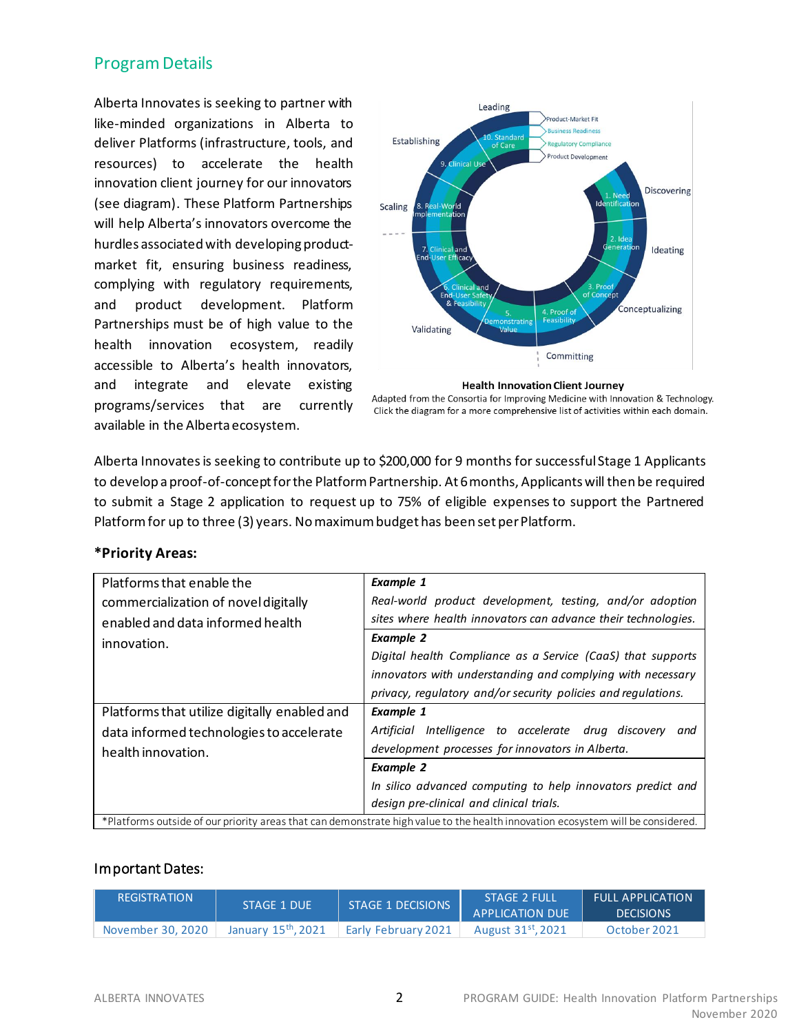## Program Details

Alberta Innovates is seeking to partner with like-minded organizations in Alberta to deliver Platforms (infrastructure, tools, and resources) to accelerate the health innovation client journey for our innovators (see diagram). These Platform Partnerships will help Alberta's innovators overcome the hurdles associated with developing product-market fit, ensuring business readiness, complying with regulatory requirements, and product development. Platform Partnerships must be of high value to the health innovation ecosystem, readily accessible to Alberta's health innovators, and integrate and elevate existing programs/services that are currently available in the Alberta ecosystem.

**Health Innovation Client Journey**

Adapted from the Consortia for Improving Medicine with Innovation & Technology. Click the diagram for a more comprehensive list of activities within each domain.

Alberta Innovates is seeking to contribute up to $200,000 for 9 months for successful Stage 1 Applicants to develop a proof-of-concept for the Platform Partnership. At 6 months, Applicants will then be required to submit a Stage 2 application to request up to 75% of eligible expenses to support the Partnered Platform for up to three (3) years. No maximum budget has been set per Platform.

**\*Priority Areas:**

| | |
|---|---|
| Platforms that enable the commercialization of novel digitally enabled and data informed health innovation. | ***Example 1*** *Real-world product development, testing, and/or adoption sites where health innovators can advance their technologies.* |
| | ***Example 2*** *Digital health Compliance as a Service (CaaS) that supports innovators with understanding and complying with necessary privacy, regulatory and/or security policies and regulations.* |
| Platforms that utilize digitally enabled and data informed technologies to accelerate health innovation. | ***Example 1*** *Artificial Intelligence to accelerate drug discovery and development processes for innovators in Alberta.* |
| | ***Example 2*** *In silico advanced computing to help innovators predict and design pre-clinical and clinical trials.* |

*Platforms outside of our priority areas that can demonstrate high value to the health innovation ecosystem will be considered.

### Important Dates:

| REGISTRATION | STAGE 1 DUE | STAGE 1 DECISIONS | STAGE 2 FULL APPLICATION DUE | FULL APPLICATION DECISIONS |
|---|---|---|---|---|
| November 30, 2020 | January 15th, 2021 | Early February 2021 | August 31st, 2021 | October 2021 |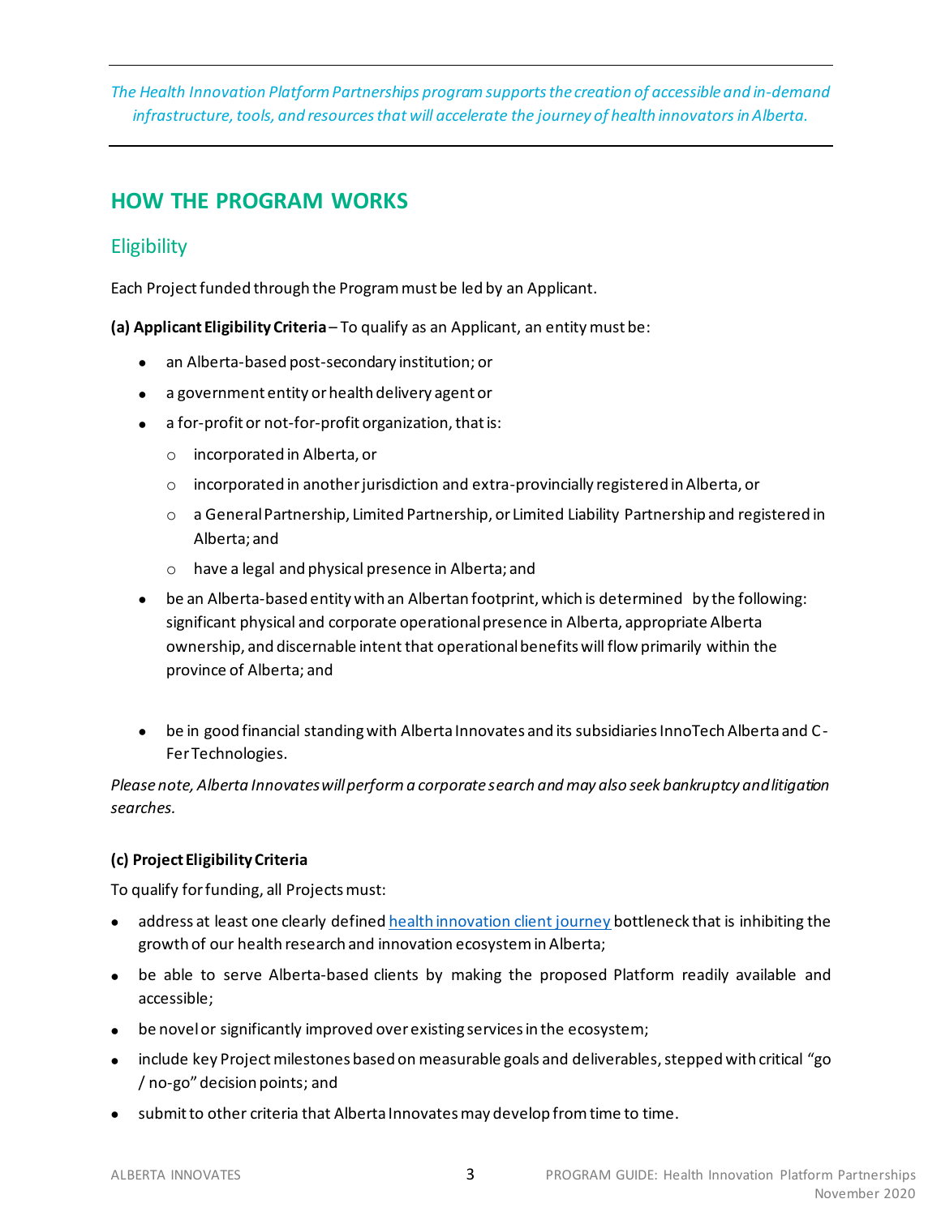*The Health Innovation Platform Partnerships program supports the creation of accessible and in-demand infrastructure, tools, and resources that will accelerate the journey of health innovators in Alberta.*

## HOW THE PROGRAM WORKS

### Eligibility

Each Project funded through the Program must be led by an Applicant.

**(a) Applicant Eligibility Criteria** – To qualify as an Applicant, an entity must be:

- an Alberta-based post-secondary institution; or
- a government entity or health delivery agent or
- a for-profit or not-for-profit organization, that is:
  - incorporated in Alberta, or
  - incorporated in another jurisdiction and extra-provincially registered in Alberta, or
  - a General Partnership, Limited Partnership, or Limited Liability Partnership and registered in Alberta; and
  - have a legal and physical presence in Alberta; and
- be an Alberta-based entity with an Albertan footprint, which is determined by the following: significant physical and corporate operational presence in Alberta, appropriate Alberta ownership, and discernable intent that operational benefits will flow primarily within the province of Alberta; and
- be in good financial standing with Alberta Innovates and its subsidiaries InnoTech Alberta and C-Fer Technologies.

*Please note, Alberta Innovates will perform a corporate search and may also seek bankruptcy and litigation searches.*

**(c) Project Eligibility Criteria**

To qualify for funding, all Projects must:

- address at least one clearly defined health innovation client journey bottleneck that is inhibiting the growth of our health research and innovation ecosystem in Alberta;
- be able to serve Alberta-based clients by making the proposed Platform readily available and accessible;
- be novel or significantly improved over existing services in the ecosystem;
- include key Project milestones based on measurable goals and deliverables, stepped with critical "go / no-go" decision points; and
- submit to other criteria that Alberta Innovates may develop from time to time.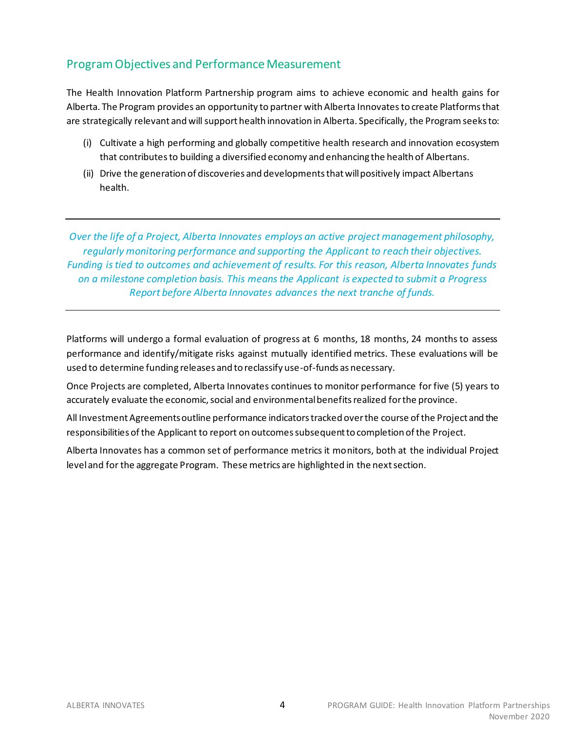## Program Objectives and Performance Measurement

The Health Innovation Platform Partnership program aims to achieve economic and health gains for Alberta. The Program provides an opportunity to partner with Alberta Innovates to create Platforms that are strategically relevant and will support health innovation in Alberta. Specifically, the Program seeks to:

(i) Cultivate a high performing and globally competitive health research and innovation ecosystem that contributes to building a diversified economy and enhancing the health of Albertans.

(ii) Drive the generation of discoveries and developments that will positively impact Albertans health.

---

*Over the life of a Project, Alberta Innovates employs an active project management philosophy, regularly monitoring performance and supporting the Applicant to reach their objectives. Funding is tied to outcomes and achievement of results. For this reason, Alberta Innovates funds on a milestone completion basis. This means the Applicant is expected to submit a Progress Report before Alberta Innovates advances the next tranche of funds.*

---

Platforms will undergo a formal evaluation of progress at 6 months, 18 months, 24 months to assess performance and identify/mitigate risks against mutually identified metrics. These evaluations will be used to determine funding releases and to reclassify use-of-funds as necessary.

Once Projects are completed, Alberta Innovates continues to monitor performance for five (5) years to accurately evaluate the economic, social and environmental benefits realized for the province.

All Investment Agreements outline performance indicators tracked over the course of the Project and the responsibilities of the Applicant to report on outcomes subsequent to completion of the Project.

Alberta Innovates has a common set of performance metrics it monitors, both at the individual Project level and for the aggregate Program. These metrics are highlighted in the next section.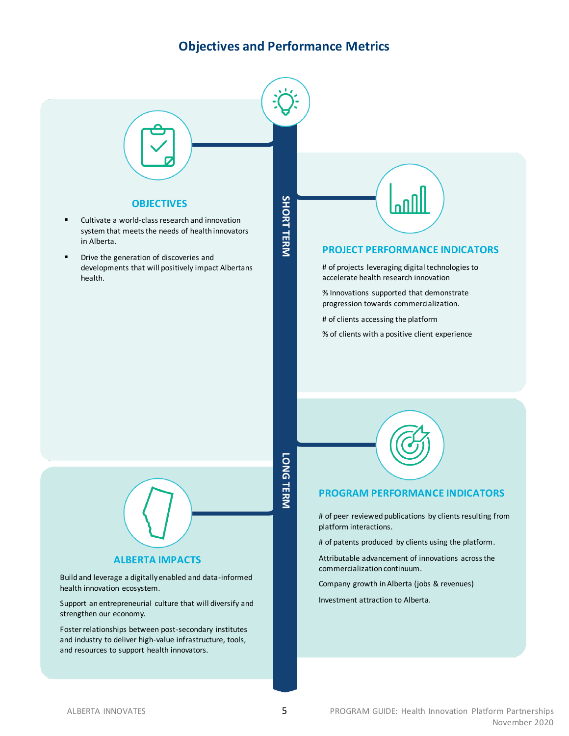# Objectives and Performance Metrics

## OBJECTIVES

- Cultivate a world-class research and innovation system that meets the needs of health innovators in Alberta.
- Drive the generation of discoveries and developments that will positively impact Albertans health.

**SHORT TERM**

## PROJECT PERFORMANCE INDICATORS

# of projects leveraging digital technologies to accelerate health research innovation

% Innovations supported that demonstrate progression towards commercialization.

# of clients accessing the platform

% of clients with a positive client experience

**LONG TERM**

## PROGRAM PERFORMANCE INDICATORS

# of peer reviewed publications by clients resulting from platform interactions.

# of patents produced by clients using the platform.

Attributable advancement of innovations across the commercialization continuum.

Company growth in Alberta (jobs & revenues)

Investment attraction to Alberta.

## ALBERTA IMPACTS

Build and leverage a digitally enabled and data-informed health innovation ecosystem.

Support an entrepreneurial culture that will diversify and strengthen our economy.

Foster relationships between post-secondary institutes and industry to deliver high-value infrastructure, tools, and resources to support health innovators.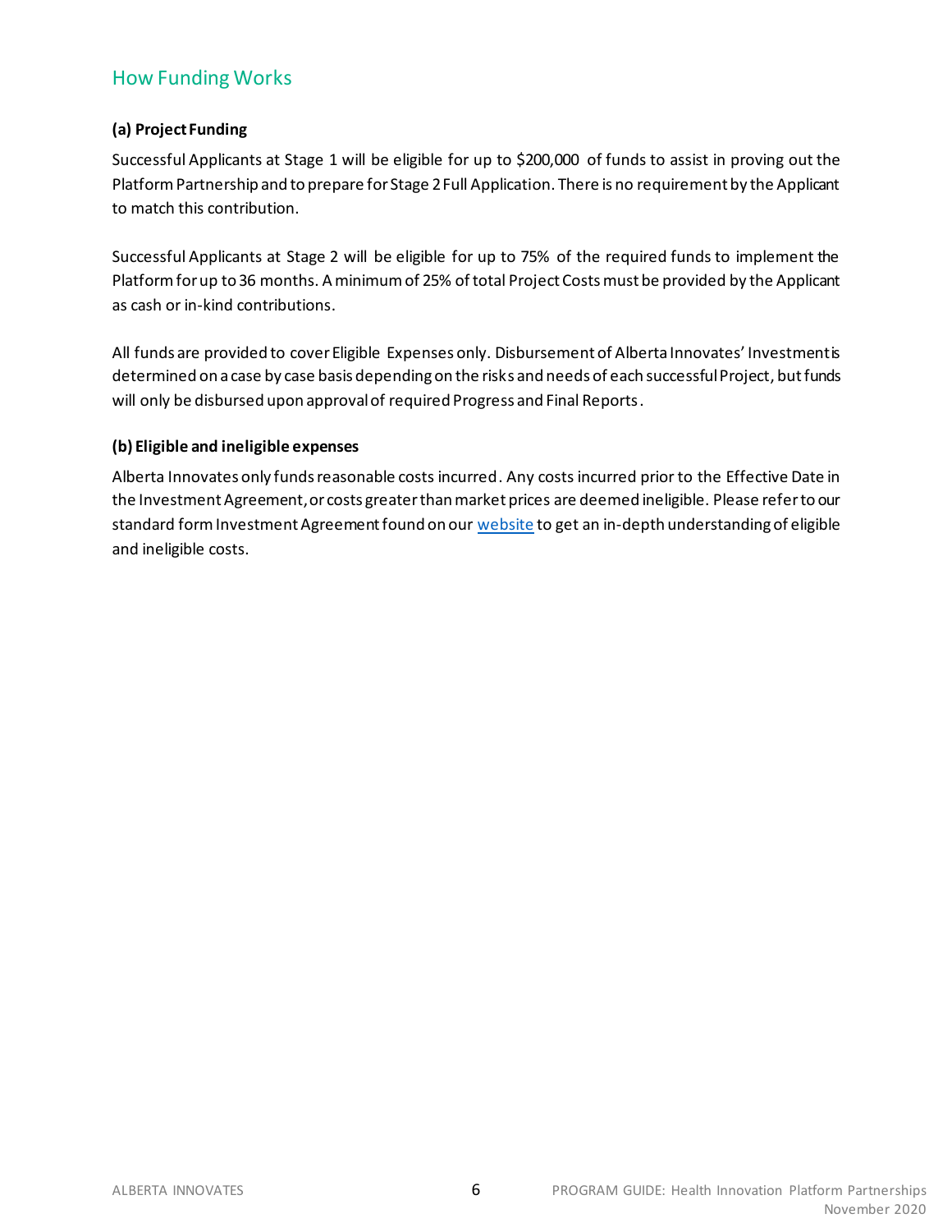## How Funding Works

**(a) Project Funding**

Successful Applicants at Stage 1 will be eligible for up to $200,000 of funds to assist in proving out the Platform Partnership and to prepare for Stage 2 Full Application. There is no requirement by the Applicant to match this contribution.

Successful Applicants at Stage 2 will be eligible for up to 75% of the required funds to implement the Platform for up to 36 months. A minimum of 25% of total Project Costs must be provided by the Applicant as cash or in-kind contributions.

All funds are provided to cover Eligible Expenses only. Disbursement of Alberta Innovates' Investment is determined on a case by case basis depending on the risks and needs of each successful Project, but funds will only be disbursed upon approval of required Progress and Final Reports.

**(b) Eligible and ineligible expenses**

Alberta Innovates only funds reasonable costs incurred. Any costs incurred prior to the Effective Date in the Investment Agreement, or costs greater than market prices are deemed ineligible. Please refer to our standard form Investment Agreement found on our website to get an in-depth understanding of eligible and ineligible costs.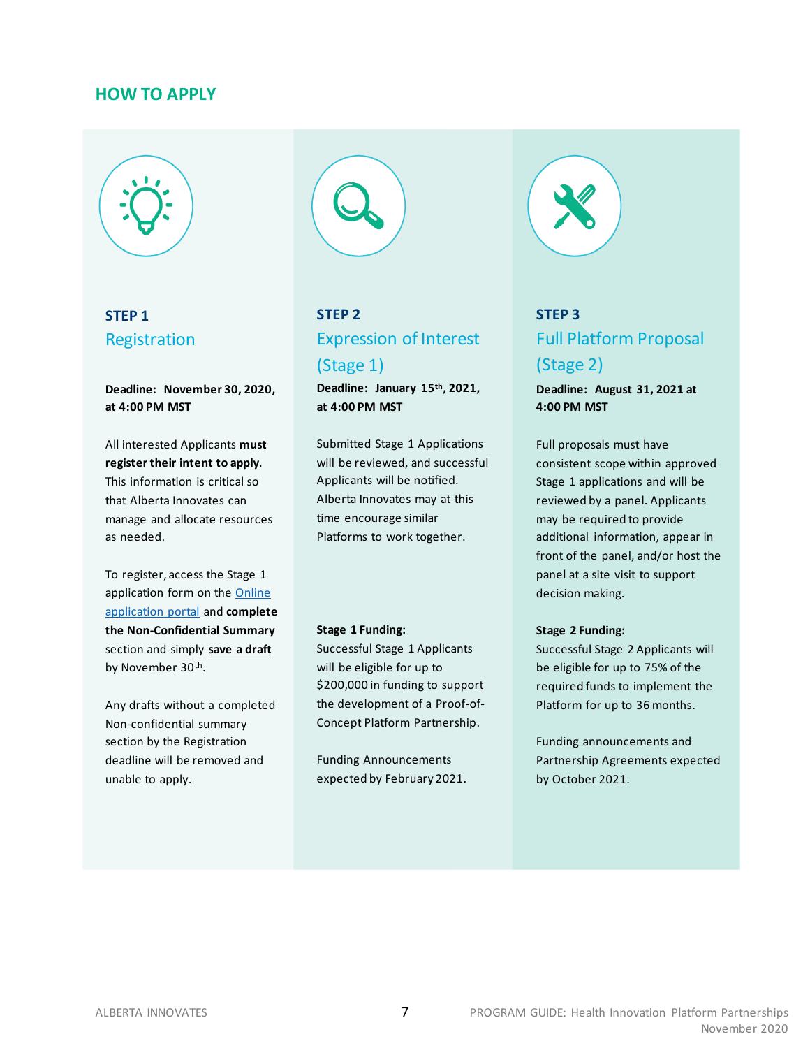## HOW TO APPLY

### STEP 1
### Registration

**Deadline: November 30, 2020, at 4:00 PM MST**

All interested Applicants **must register their intent to apply**. This information is critical so that Alberta Innovates can manage and allocate resources as needed.

To register, access the Stage 1 application form on the [Online application portal]() and **complete the Non-Confidential Summary** section and simply **save a draft** by November 30th.

Any drafts without a completed Non-confidential summary section by the Registration deadline will be removed and unable to apply.

### STEP 2
### Expression of Interest (Stage 1)

**Deadline: January 15th, 2021, at 4:00 PM MST**

Submitted Stage 1 Applications will be reviewed, and successful Applicants will be notified. Alberta Innovates may at this time encourage similar Platforms to work together.

**Stage 1 Funding:**
Successful Stage 1 Applicants will be eligible for up to $200,000 in funding to support the development of a Proof-of-Concept Platform Partnership.

Funding Announcements expected by February 2021.

### STEP 3
### Full Platform Proposal (Stage 2)

**Deadline: August 31, 2021 at 4:00 PM MST**

Full proposals must have consistent scope within approved Stage 1 applications and will be reviewed by a panel. Applicants may be required to provide additional information, appear in front of the panel, and/or host the panel at a site visit to support decision making.

**Stage 2 Funding:**
Successful Stage 2 Applicants will be eligible for up to 75% of the required funds to implement the Platform for up to 36 months.

Funding announcements and Partnership Agreements expected by October 2021.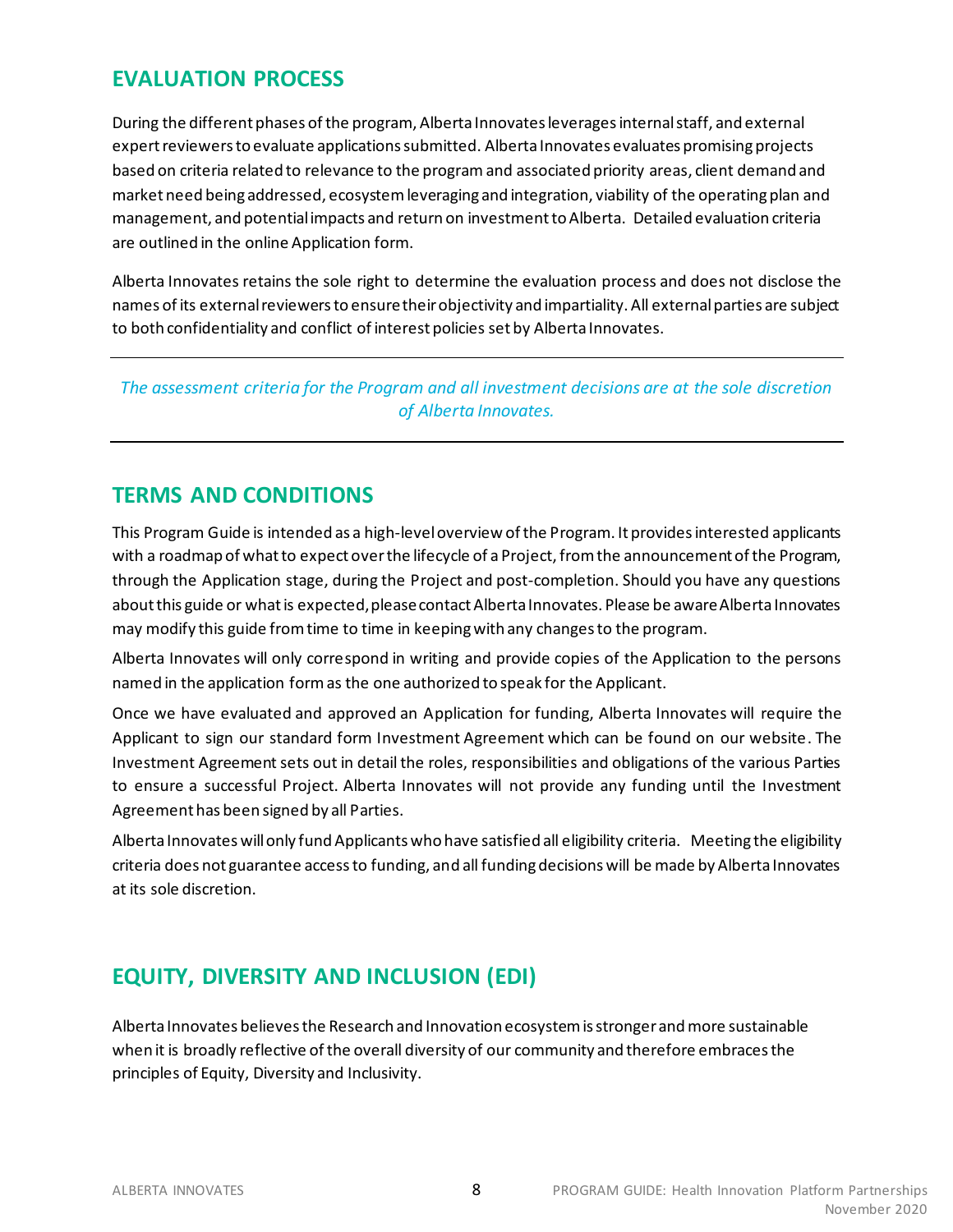## EVALUATION PROCESS

During the different phases of the program, Alberta Innovates leverages internal staff, and external expert reviewers to evaluate applications submitted. Alberta Innovates evaluates promising projects based on criteria related to relevance to the program and associated priority areas, client demand and market need being addressed, ecosystem leveraging and integration, viability of the operating plan and management, and potential impacts and return on investment to Alberta. Detailed evaluation criteria are outlined in the online Application form.

Alberta Innovates retains the sole right to determine the evaluation process and does not disclose the names of its external reviewers to ensure their objectivity and impartiality. All external parties are subject to both confidentiality and conflict of interest policies set by Alberta Innovates.

---

*The assessment criteria for the Program and all investment decisions are at the sole discretion of Alberta Innovates.*

---

## TERMS AND CONDITIONS

This Program Guide is intended as a high-level overview of the Program. It provides interested applicants with a roadmap of what to expect over the lifecycle of a Project, from the announcement of the Program, through the Application stage, during the Project and post-completion. Should you have any questions about this guide or what is expected, please contact Alberta Innovates. Please be aware Alberta Innovates may modify this guide from time to time in keeping with any changes to the program.

Alberta Innovates will only correspond in writing and provide copies of the Application to the persons named in the application form as the one authorized to speak for the Applicant.

Once we have evaluated and approved an Application for funding, Alberta Innovates will require the Applicant to sign our standard form Investment Agreement which can be found on our website. The Investment Agreement sets out in detail the roles, responsibilities and obligations of the various Parties to ensure a successful Project. Alberta Innovates will not provide any funding until the Investment Agreement has been signed by all Parties.

Alberta Innovates will only fund Applicants who have satisfied all eligibility criteria. Meeting the eligibility criteria does not guarantee access to funding, and all funding decisions will be made by Alberta Innovates at its sole discretion.

## EQUITY, DIVERSITY AND INCLUSION (EDI)

Alberta Innovates believes the Research and Innovation ecosystem is stronger and more sustainable when it is broadly reflective of the overall diversity of our community and therefore embraces the principles of Equity, Diversity and Inclusivity.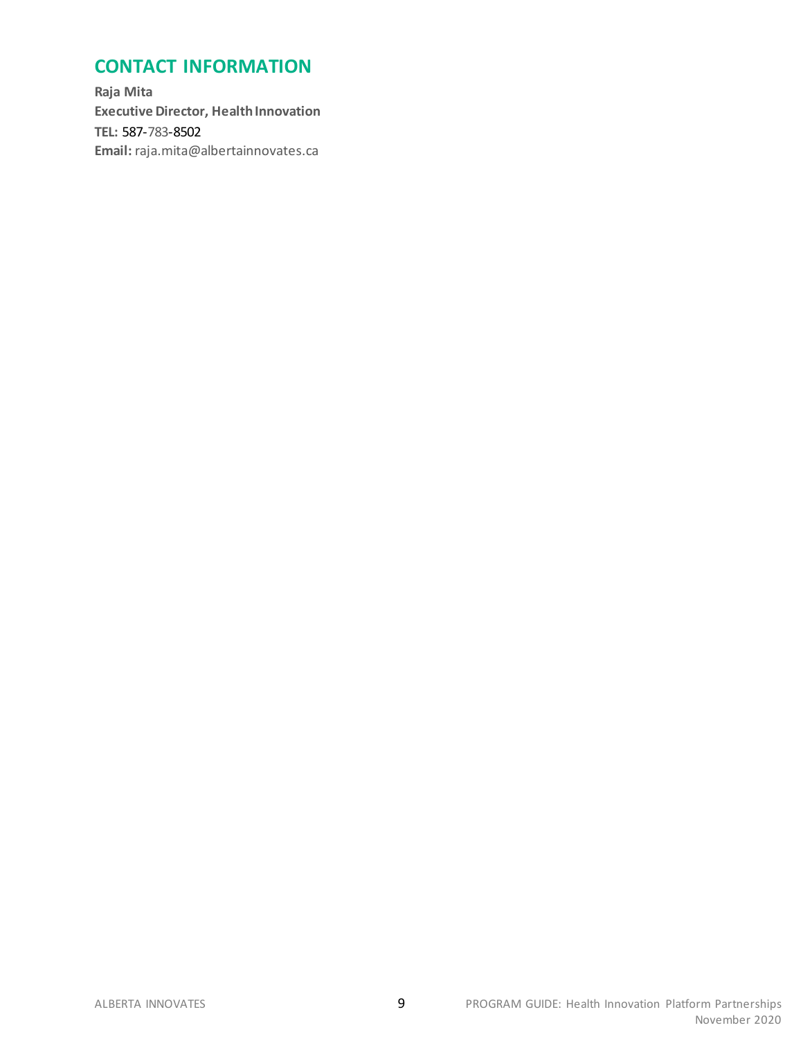## CONTACT INFORMATION

**Raja Mita**
**Executive Director, Health Innovation**
**TEL:** 587-783-8502
**Email:** raja.mita@albertainnovates.ca